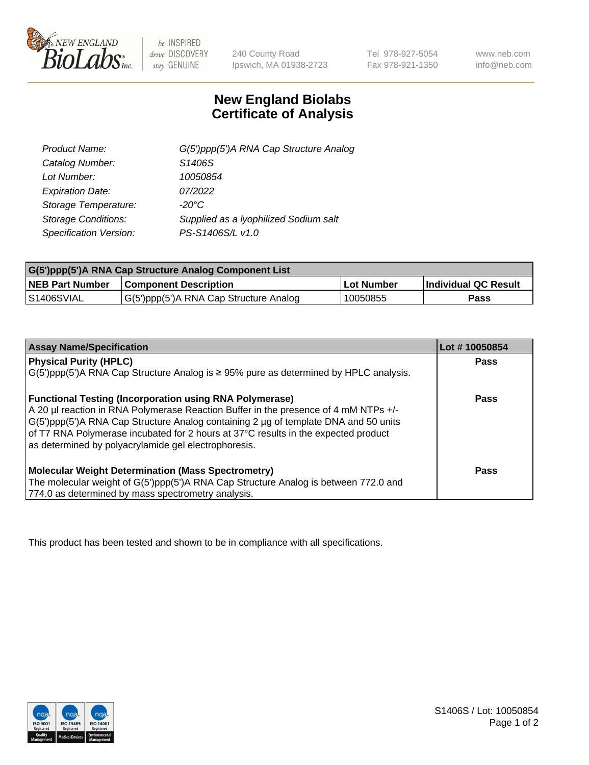New England BioLabs Inc. — be INSPIRED drive DISCOVERY stay GENUINE

240 County Road
Ipswich, MA 01938-2723

Tel 978-927-5054
Fax 978-921-1350

www.neb.com
info@neb.com

# New England Biolabs
# Certificate of Analysis

| | |
|---|---|
| *Product Name:* | *G(5')ppp(5')A RNA Cap Structure Analog* |
| *Catalog Number:* | *S1406S* |
| *Lot Number:* | *10050854* |
| *Expiration Date:* | *07/2022* |
| *Storage Temperature:* | *-20°C* |
| *Storage Conditions:* | *Supplied as a lyophilized Sodium salt* |
| *Specification Version:* | *PS-S1406S/L v1.0* |

| G(5')ppp(5')A RNA Cap Structure Analog Component List | | | |
|---|---|---|---|
| **NEB Part Number** | **Component Description** | **Lot Number** | **Individual QC Result** |
| S1406SVIAL | G(5')ppp(5')A RNA Cap Structure Analog | 10050855 | **Pass** |

| Assay Name/Specification | Lot # 10050854 |
|---|---|
| **Physical Purity (HPLC)**<br>G(5')ppp(5')A RNA Cap Structure Analog is ≥ 95% pure as determined by HPLC analysis. | **Pass** |
| **Functional Testing (Incorporation using RNA Polymerase)**<br>A 20 µl reaction in RNA Polymerase Reaction Buffer in the presence of 4 mM NTPs +/- G(5')ppp(5')A RNA Cap Structure Analog containing 2 µg of template DNA and 50 units of T7 RNA Polymerase incubated for 2 hours at 37°C results in the expected product as determined by polyacrylamide gel electrophoresis. | **Pass** |
| **Molecular Weight Determination (Mass Spectrometry)**<br>The molecular weight of G(5')ppp(5')A RNA Cap Structure Analog is between 772.0 and 774.0 as determined by mass spectrometry analysis. | **Pass** |

This product has been tested and shown to be in compliance with all specifications.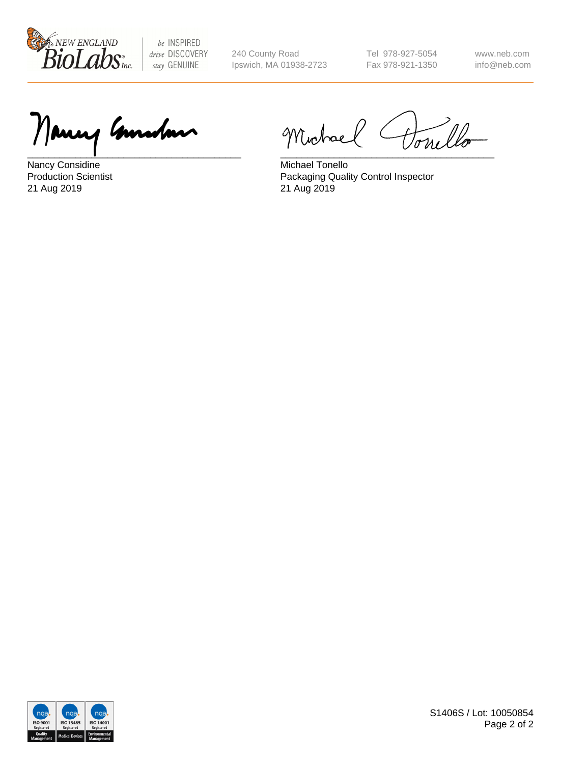240 County Road
Ipswich, MA 01938-2723

Tel 978-927-5054
Fax 978-921-1350

www.neb.com
info@neb.com

Nancy Considine
Production Scientist
21 Aug 2019

Michael Tonello
Packaging Quality Control Inspector
21 Aug 2019

S1406S / Lot: 10050854